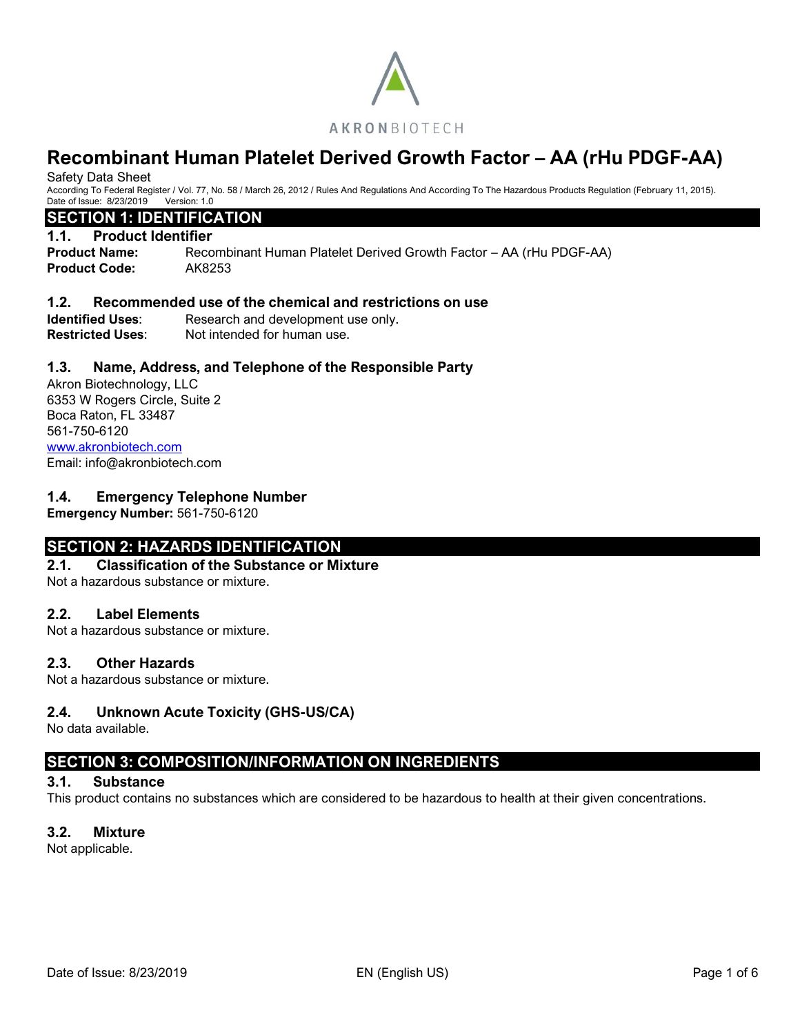AKRONBIOTECH

# Recombinant Human Platelet Derived Growth Factor – AA (rHu PDGF-AA)

Safety Data Sheet

According To Federal Register / Vol. 77, No. 58 / March 26, 2012 / Rules And Regulations And According To The Hazardous Products Regulation (February 11, 2015).

Date of Issue: 8/23/2019 Version: 1.0

## SECTION 1: IDENTIFICATION

### 1.1. Product Identifier

**Product Name:** Recombinant Human Platelet Derived Growth Factor – AA (rHu PDGF-AA)

**Product Code:** AK8253

### 1.2. Recommended use of the chemical and restrictions on use

**Identified Uses**: Research and development use only.

**Restricted Uses**: Not intended for human use.

### 1.3. Name, Address, and Telephone of the Responsible Party

Akron Biotechnology, LLC
6353 W Rogers Circle, Suite 2
Boca Raton, FL 33487
561-750-6120
www.akronbiotech.com
Email: info@akronbiotech.com

### 1.4. Emergency Telephone Number

**Emergency Number:** 561-750-6120

## SECTION 2: HAZARDS IDENTIFICATION

### 2.1. Classification of the Substance or Mixture

Not a hazardous substance or mixture.

### 2.2. Label Elements

Not a hazardous substance or mixture.

### 2.3. Other Hazards

Not a hazardous substance or mixture.

### 2.4. Unknown Acute Toxicity (GHS-US/CA)

No data available.

## SECTION 3: COMPOSITION/INFORMATION ON INGREDIENTS

### 3.1. Substance

This product contains no substances which are considered to be hazardous to health at their given concentrations.

### 3.2. Mixture

Not applicable.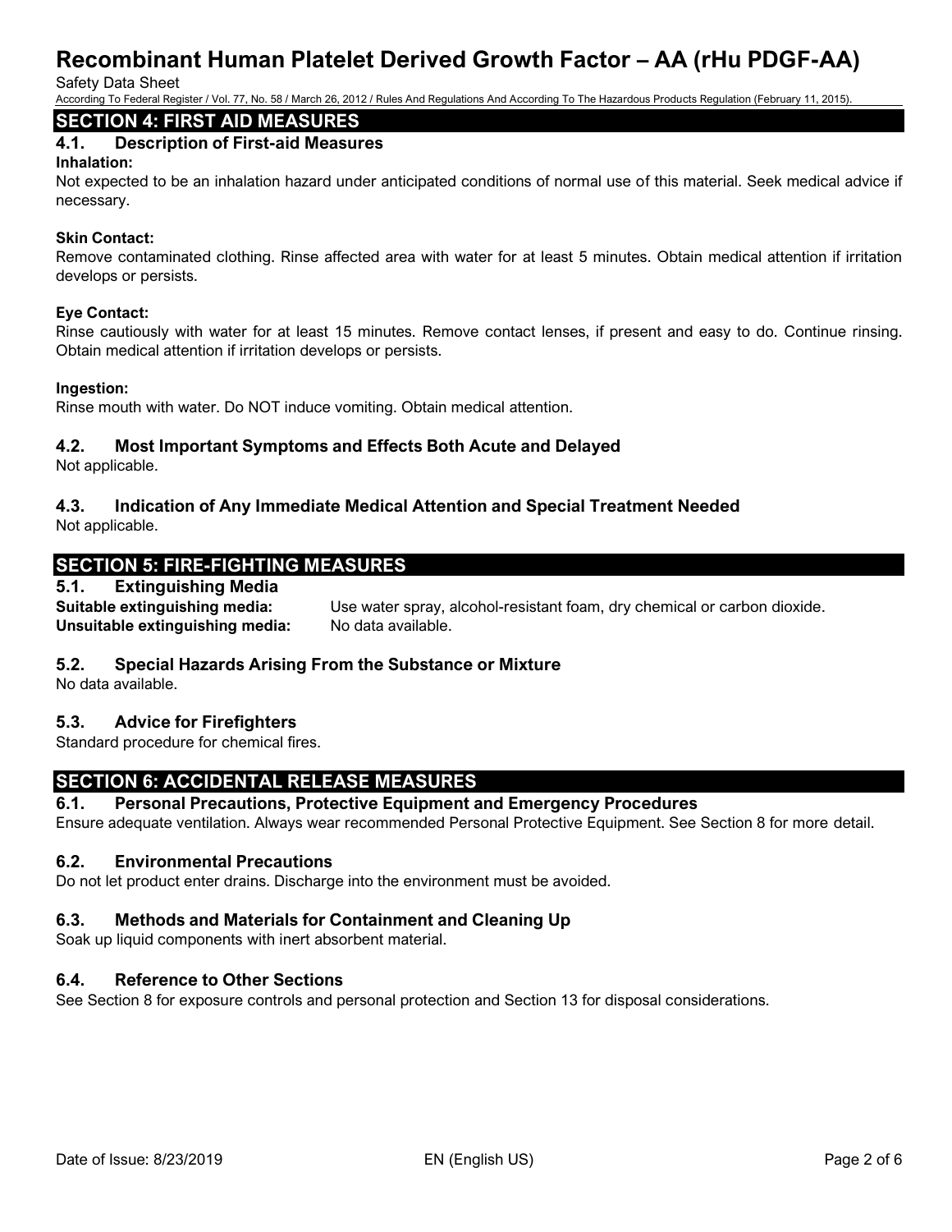## SECTION 4: FIRST AID MEASURES

### 4.1. Description of First-aid Measures

**Inhalation:**

Not expected to be an inhalation hazard under anticipated conditions of normal use of this material. Seek medical advice if necessary.

**Skin Contact:**

Remove contaminated clothing. Rinse affected area with water for at least 5 minutes. Obtain medical attention if irritation develops or persists.

**Eye Contact:**

Rinse cautiously with water for at least 15 minutes. Remove contact lenses, if present and easy to do. Continue rinsing. Obtain medical attention if irritation develops or persists.

**Ingestion:**

Rinse mouth with water. Do NOT induce vomiting. Obtain medical attention.

### 4.2. Most Important Symptoms and Effects Both Acute and Delayed

Not applicable.

### 4.3. Indication of Any Immediate Medical Attention and Special Treatment Needed

Not applicable.

## SECTION 5: FIRE-FIGHTING MEASURES

### 5.1. Extinguishing Media

**Suitable extinguishing media:** Use water spray, alcohol-resistant foam, dry chemical or carbon dioxide.

**Unsuitable extinguishing media:** No data available.

### 5.2. Special Hazards Arising From the Substance or Mixture

No data available.

### 5.3. Advice for Firefighters

Standard procedure for chemical fires.

## SECTION 6: ACCIDENTAL RELEASE MEASURES

### 6.1. Personal Precautions, Protective Equipment and Emergency Procedures

Ensure adequate ventilation. Always wear recommended Personal Protective Equipment. See Section 8 for more detail.

### 6.2. Environmental Precautions

Do not let product enter drains. Discharge into the environment must be avoided.

### 6.3. Methods and Materials for Containment and Cleaning Up

Soak up liquid components with inert absorbent material.

### 6.4. Reference to Other Sections

See Section 8 for exposure controls and personal protection and Section 13 for disposal considerations.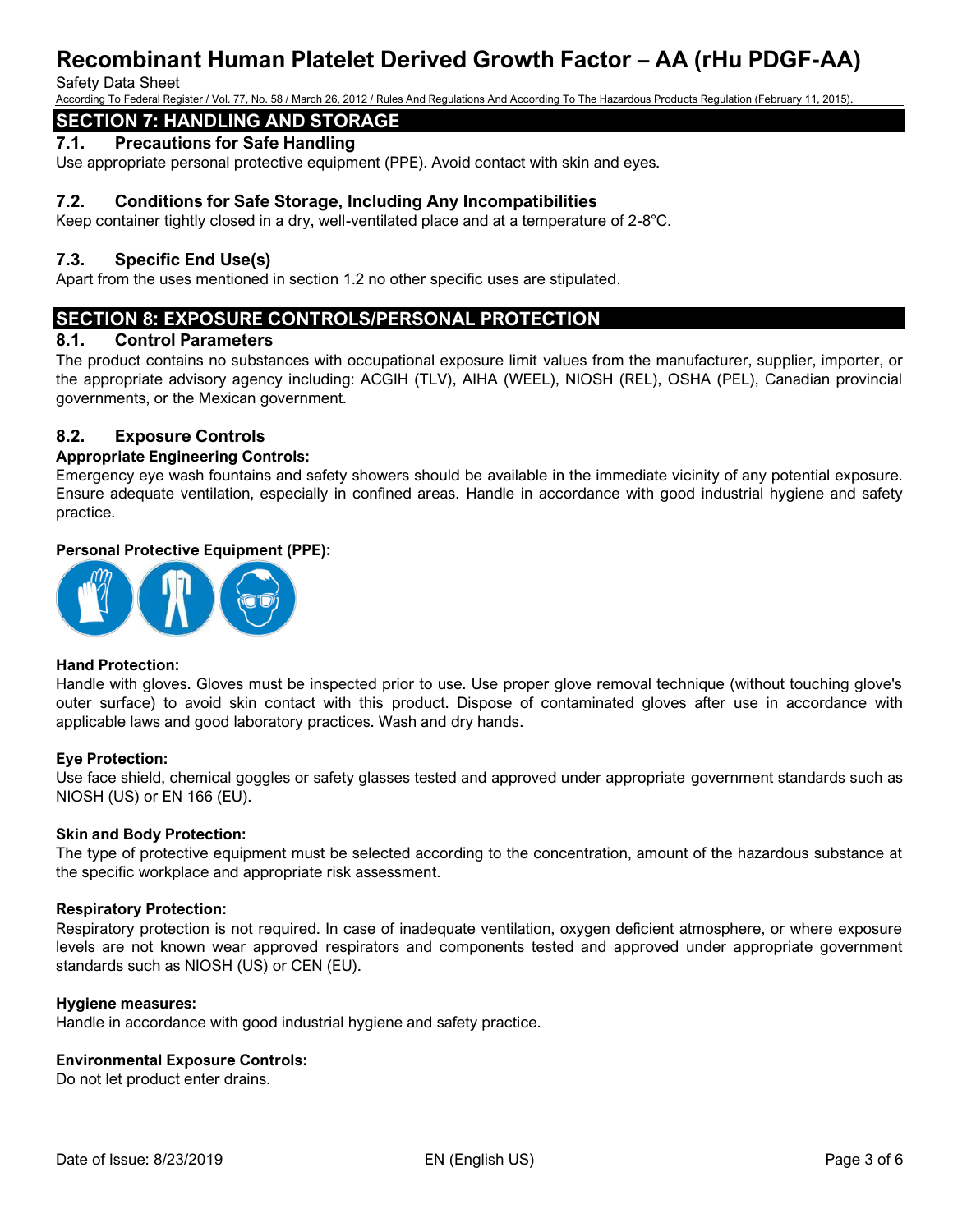## SECTION 7: HANDLING AND STORAGE

### 7.1. Precautions for Safe Handling

Use appropriate personal protective equipment (PPE). Avoid contact with skin and eyes.

### 7.2. Conditions for Safe Storage, Including Any Incompatibilities

Keep container tightly closed in a dry, well-ventilated place and at a temperature of 2-8°C.

### 7.3. Specific End Use(s)

Apart from the uses mentioned in section 1.2 no other specific uses are stipulated.

## SECTION 8: EXPOSURE CONTROLS/PERSONAL PROTECTION

### 8.1. Control Parameters

The product contains no substances with occupational exposure limit values from the manufacturer, supplier, importer, or the appropriate advisory agency including: ACGIH (TLV), AIHA (WEEL), NIOSH (REL), OSHA (PEL), Canadian provincial governments, or the Mexican government.

### 8.2. Exposure Controls

**Appropriate Engineering Controls:**

Emergency eye wash fountains and safety showers should be available in the immediate vicinity of any potential exposure. Ensure adequate ventilation, especially in confined areas. Handle in accordance with good industrial hygiene and safety practice.

**Personal Protective Equipment (PPE):**

**Hand Protection:**

Handle with gloves. Gloves must be inspected prior to use. Use proper glove removal technique (without touching glove's outer surface) to avoid skin contact with this product. Dispose of contaminated gloves after use in accordance with applicable laws and good laboratory practices. Wash and dry hands.

**Eye Protection:**

Use face shield, chemical goggles or safety glasses tested and approved under appropriate government standards such as NIOSH (US) or EN 166 (EU).

**Skin and Body Protection:**

The type of protective equipment must be selected according to the concentration, amount of the hazardous substance at the specific workplace and appropriate risk assessment.

**Respiratory Protection:**

Respiratory protection is not required. In case of inadequate ventilation, oxygen deficient atmosphere, or where exposure levels are not known wear approved respirators and components tested and approved under appropriate government standards such as NIOSH (US) or CEN (EU).

**Hygiene measures:**

Handle in accordance with good industrial hygiene and safety practice.

**Environmental Exposure Controls:**

Do not let product enter drains.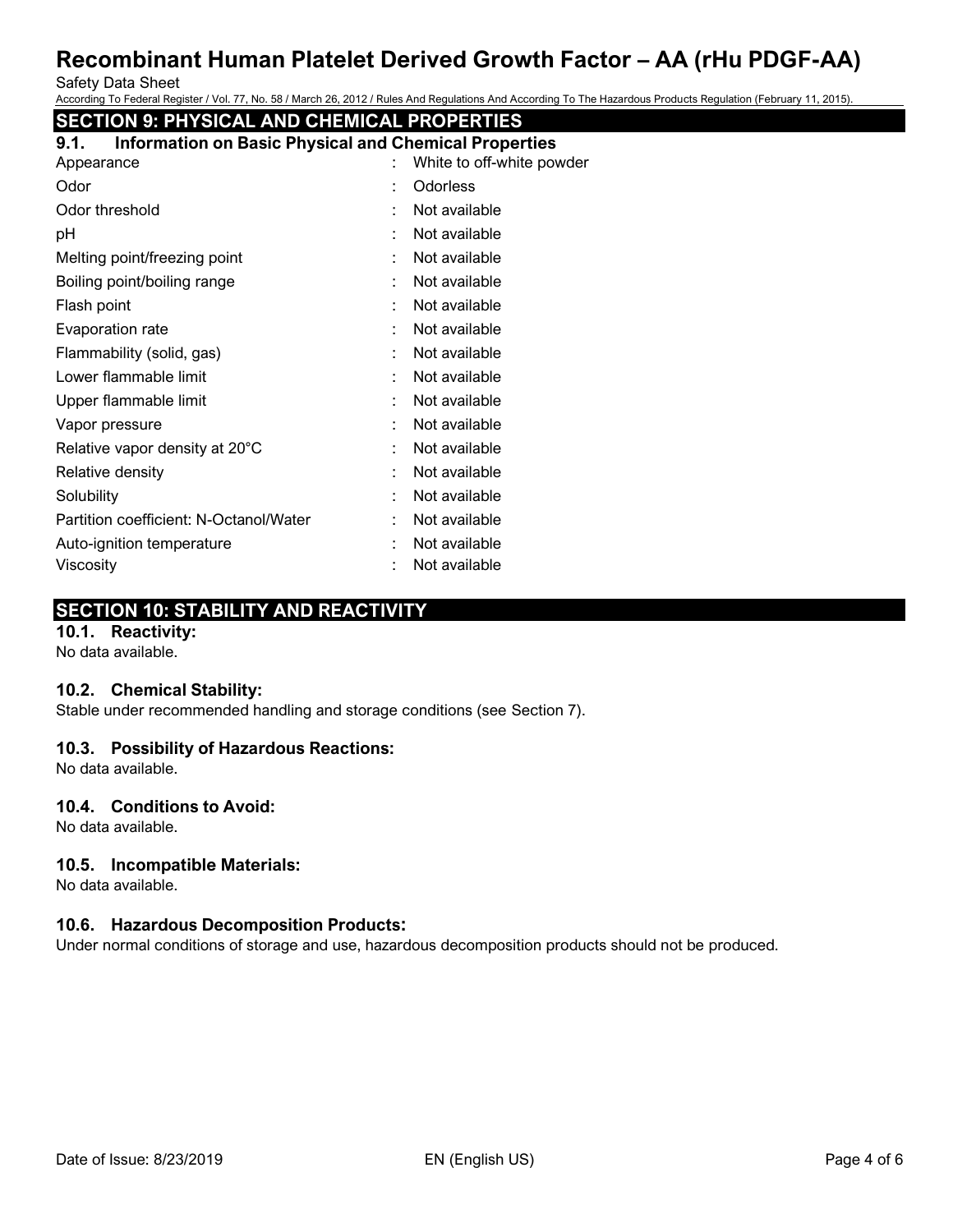## SECTION 9: PHYSICAL AND CHEMICAL PROPERTIES

### 9.1. Information on Basic Physical and Chemical Properties

| | | |
|---|---|---|
| Appearance | : | White to off-white powder |
| Odor | : | Odorless |
| Odor threshold | : | Not available |
| pH | : | Not available |
| Melting point/freezing point | : | Not available |
| Boiling point/boiling range | : | Not available |
| Flash point | : | Not available |
| Evaporation rate | : | Not available |
| Flammability (solid, gas) | : | Not available |
| Lower flammable limit | : | Not available |
| Upper flammable limit | : | Not available |
| Vapor pressure | : | Not available |
| Relative vapor density at 20°C | : | Not available |
| Relative density | : | Not available |
| Solubility | : | Not available |
| Partition coefficient: N-Octanol/Water | : | Not available |
| Auto-ignition temperature | : | Not available |
| Viscosity | : | Not available |

## SECTION 10: STABILITY AND REACTIVITY

### 10.1. Reactivity:

No data available.

### 10.2. Chemical Stability:

Stable under recommended handling and storage conditions (see Section 7).

### 10.3. Possibility of Hazardous Reactions:

No data available.

### 10.4. Conditions to Avoid:

No data available.

### 10.5. Incompatible Materials:

No data available.

### 10.6. Hazardous Decomposition Products:

Under normal conditions of storage and use, hazardous decomposition products should not be produced.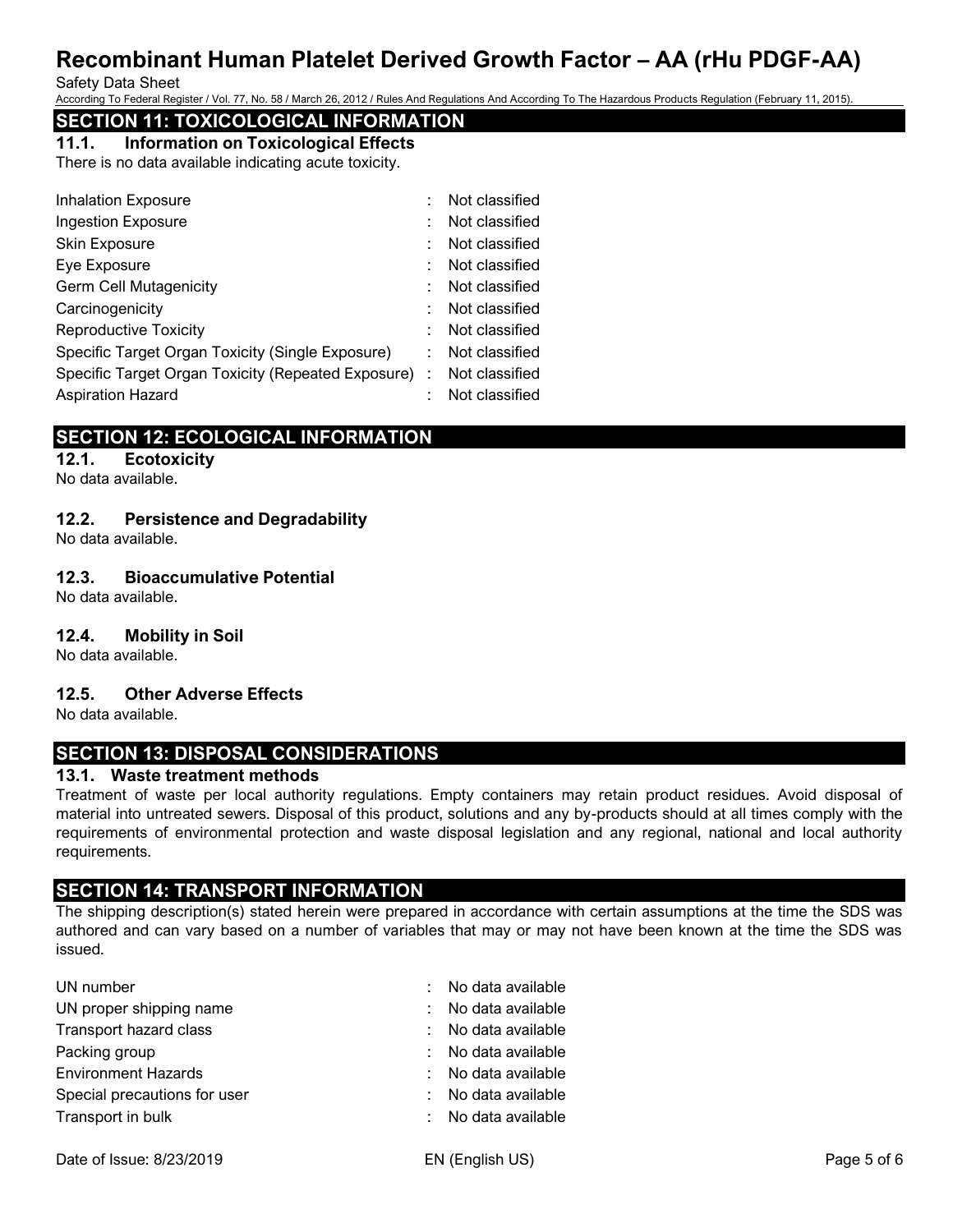## SECTION 11: TOXICOLOGICAL INFORMATION

### 11.1. Information on Toxicological Effects

There is no data available indicating acute toxicity.

| | | |
|---|---|---|
| Inhalation Exposure | : | Not classified |
| Ingestion Exposure | : | Not classified |
| Skin Exposure | : | Not classified |
| Eye Exposure | : | Not classified |
| Germ Cell Mutagenicity | : | Not classified |
| Carcinogenicity | : | Not classified |
| Reproductive Toxicity | : | Not classified |
| Specific Target Organ Toxicity (Single Exposure) | : | Not classified |
| Specific Target Organ Toxicity (Repeated Exposure) | : | Not classified |
| Aspiration Hazard | : | Not classified |

## SECTION 12: ECOLOGICAL INFORMATION

### 12.1. Ecotoxicity

No data available.

### 12.2. Persistence and Degradability

No data available.

### 12.3. Bioaccumulative Potential

No data available.

### 12.4. Mobility in Soil

No data available.

### 12.5. Other Adverse Effects

No data available.

## SECTION 13: DISPOSAL CONSIDERATIONS

### 13.1. Waste treatment methods

Treatment of waste per local authority regulations. Empty containers may retain product residues. Avoid disposal of material into untreated sewers. Disposal of this product, solutions and any by-products should at all times comply with the requirements of environmental protection and waste disposal legislation and any regional, national and local authority requirements.

## SECTION 14: TRANSPORT INFORMATION

The shipping description(s) stated herein were prepared in accordance with certain assumptions at the time the SDS was authored and can vary based on a number of variables that may or may not have been known at the time the SDS was issued.

| | | |
|---|---|---|
| UN number | : | No data available |
| UN proper shipping name | : | No data available |
| Transport hazard class | : | No data available |
| Packing group | : | No data available |
| Environment Hazards | : | No data available |
| Special precautions for user | : | No data available |
| Transport in bulk | : | No data available |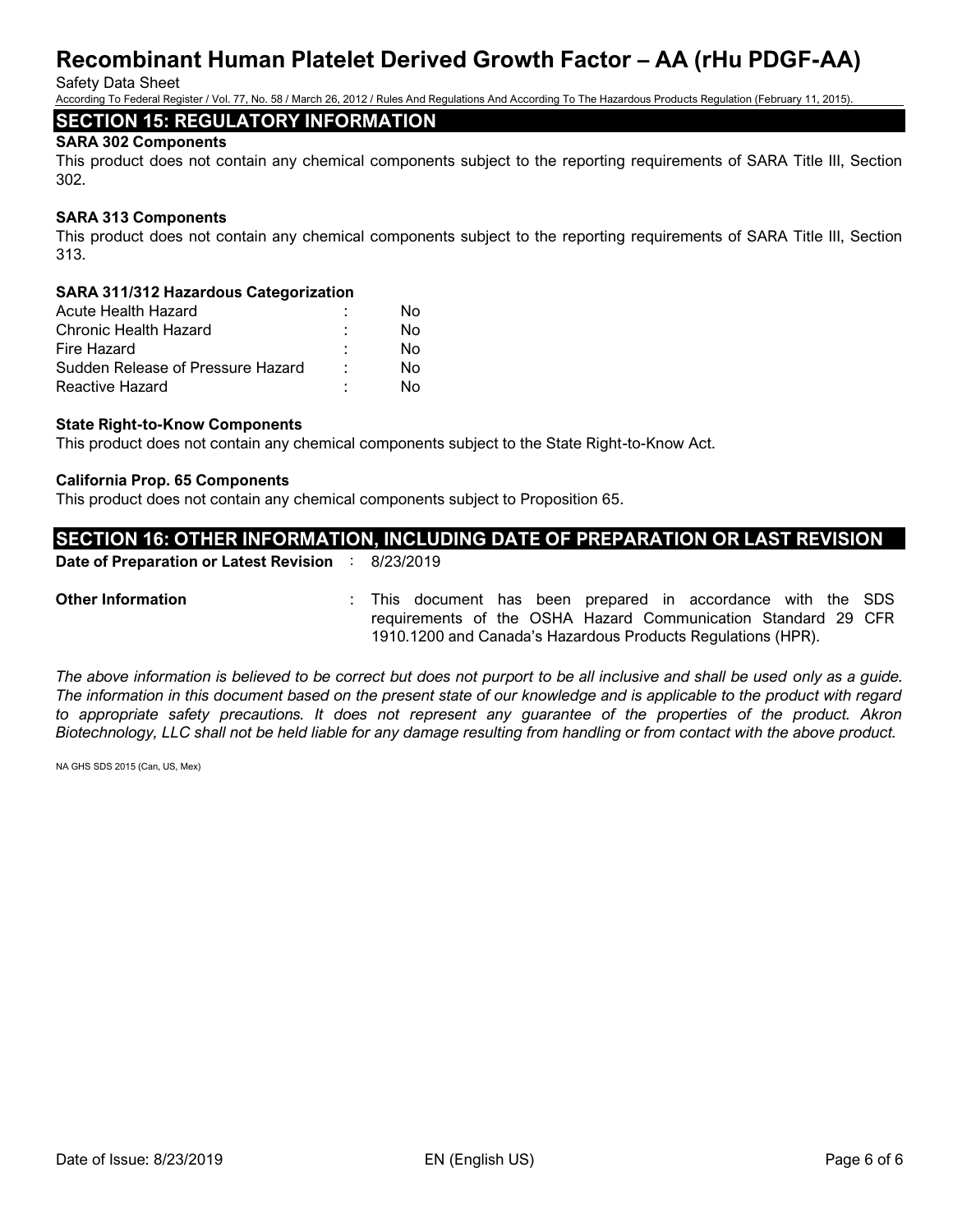## SECTION 15: REGULATORY INFORMATION

**SARA 302 Components**

This product does not contain any chemical components subject to the reporting requirements of SARA Title III, Section 302.

**SARA 313 Components**

This product does not contain any chemical components subject to the reporting requirements of SARA Title III, Section 313.

**SARA 311/312 Hazardous Categorization**

| | | |
|---|---|---|
| Acute Health Hazard | : | No |
| Chronic Health Hazard | : | No |
| Fire Hazard | : | No |
| Sudden Release of Pressure Hazard | : | No |
| Reactive Hazard | : | No |

**State Right-to-Know Components**

This product does not contain any chemical components subject to the State Right-to-Know Act.

**California Prop. 65 Components**

This product does not contain any chemical components subject to Proposition 65.

## SECTION 16: OTHER INFORMATION, INCLUDING DATE OF PREPARATION OR LAST REVISION

**Date of Preparation or Latest Revision** : 8/23/2019

**Other Information** : This document has been prepared in accordance with the SDS requirements of the OSHA Hazard Communication Standard 29 CFR 1910.1200 and Canada's Hazardous Products Regulations (HPR).

*The above information is believed to be correct but does not purport to be all inclusive and shall be used only as a guide. The information in this document based on the present state of our knowledge and is applicable to the product with regard to appropriate safety precautions. It does not represent any guarantee of the properties of the product. Akron Biotechnology, LLC shall not be held liable for any damage resulting from handling or from contact with the above product.*

NA GHS SDS 2015 (Can, US, Mex)